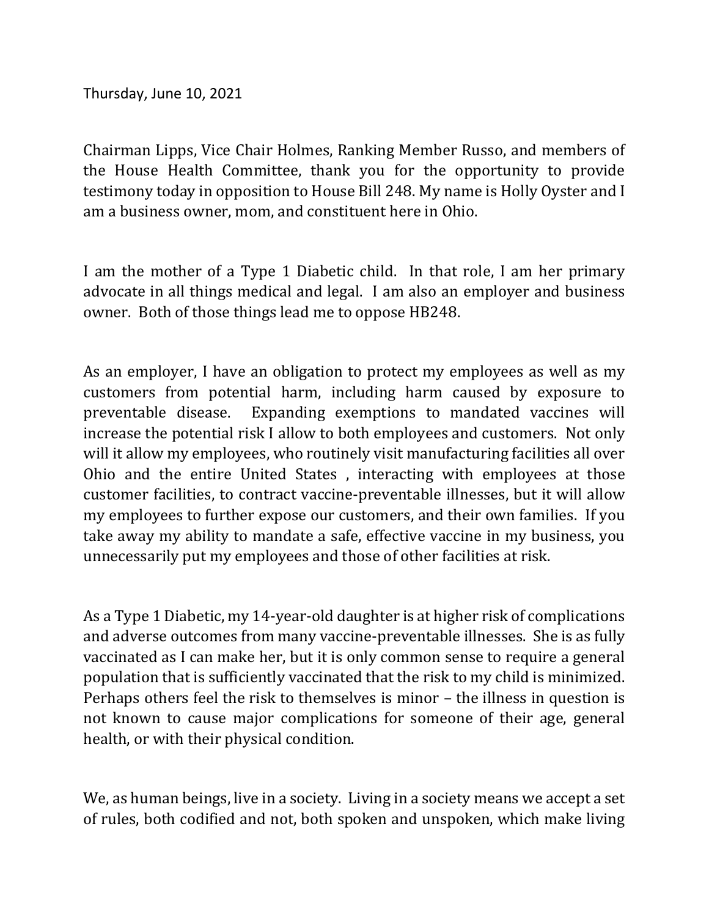Thursday, June 10, 2021

Chairman Lipps, Vice Chair Holmes, Ranking Member Russo, and members of the House Health Committee, thank you for the opportunity to provide testimony today in opposition to House Bill 248. My name is Holly Oyster and I am a business owner, mom, and constituent here in Ohio.

I am the mother of a Type 1 Diabetic child. In that role, I am her primary advocate in all things medical and legal. I am also an employer and business owner. Both of those things lead me to oppose HB248.

As an employer, I have an obligation to protect my employees as well as my customers from potential harm, including harm caused by exposure to preventable disease. Expanding exemptions to mandated vaccines will increase the potential risk I allow to both employees and customers. Not only will it allow my employees, who routinely visit manufacturing facilities all over Ohio and the entire United States , interacting with employees at those customer facilities, to contract vaccine-preventable illnesses, but it will allow my employees to further expose our customers, and their own families. If you take away my ability to mandate a safe, effective vaccine in my business, you unnecessarily put my employees and those of other facilities at risk.

As a Type 1 Diabetic, my 14-year-old daughter is at higher risk of complications and adverse outcomes from many vaccine-preventable illnesses. She is as fully vaccinated as I can make her, but it is only common sense to require a general population that is sufficiently vaccinated that the risk to my child is minimized. Perhaps others feel the risk to themselves is minor – the illness in question is not known to cause major complications for someone of their age, general health, or with their physical condition.

We, as human beings, live in a society. Living in a society means we accept a set of rules, both codified and not, both spoken and unspoken, which make living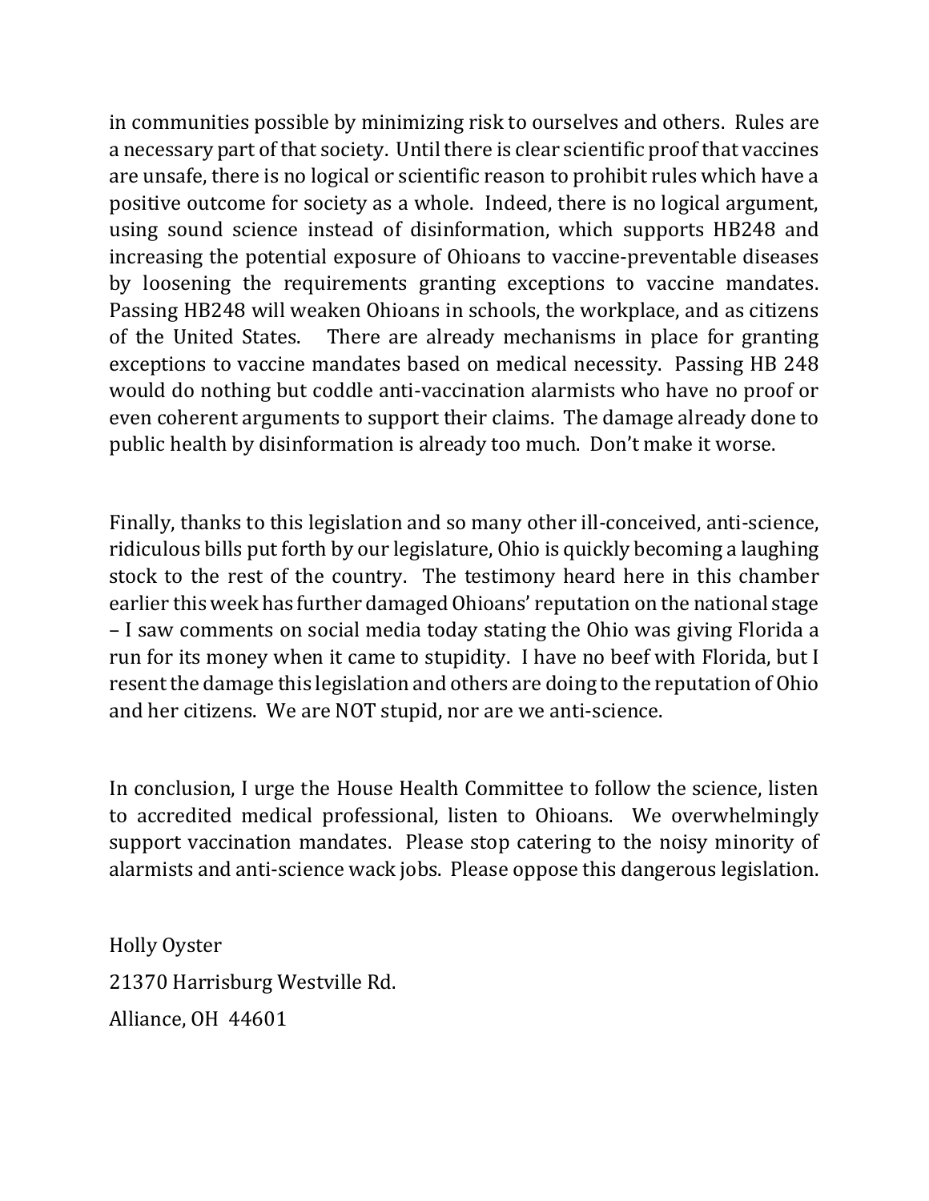in communities possible by minimizing risk to ourselves and others. Rules are a necessary part of that society. Until there is clear scientific proof that vaccines are unsafe, there is no logical or scientific reason to prohibit rules which have a positive outcome for society as a whole. Indeed, there is no logical argument, using sound science instead of disinformation, which supports HB248 and increasing the potential exposure of Ohioans to vaccine-preventable diseases by loosening the requirements granting exceptions to vaccine mandates. Passing HB248 will weaken Ohioans in schools, the workplace, and as citizens of the United States. There are already mechanisms in place for granting exceptions to vaccine mandates based on medical necessity. Passing HB 248 would do nothing but coddle anti-vaccination alarmists who have no proof or even coherent arguments to support their claims. The damage already done to public health by disinformation is already too much. Don't make it worse.

Finally, thanks to this legislation and so many other ill-conceived, anti-science, ridiculous bills put forth by our legislature, Ohio is quickly becoming a laughing stock to the rest of the country. The testimony heard here in this chamber earlier this week has further damaged Ohioans' reputation on the national stage – I saw comments on social media today stating the Ohio was giving Florida a run for its money when it came to stupidity. I have no beef with Florida, but I resent the damage this legislation and others are doing to the reputation of Ohio and her citizens. We are NOT stupid, nor are we anti-science.

In conclusion, I urge the House Health Committee to follow the science, listen to accredited medical professional, listen to Ohioans. We overwhelmingly support vaccination mandates. Please stop catering to the noisy minority of alarmists and anti-science wack jobs. Please oppose this dangerous legislation.

Holly Oyster

21370 Harrisburg Westville Rd.

Alliance, OH 44601